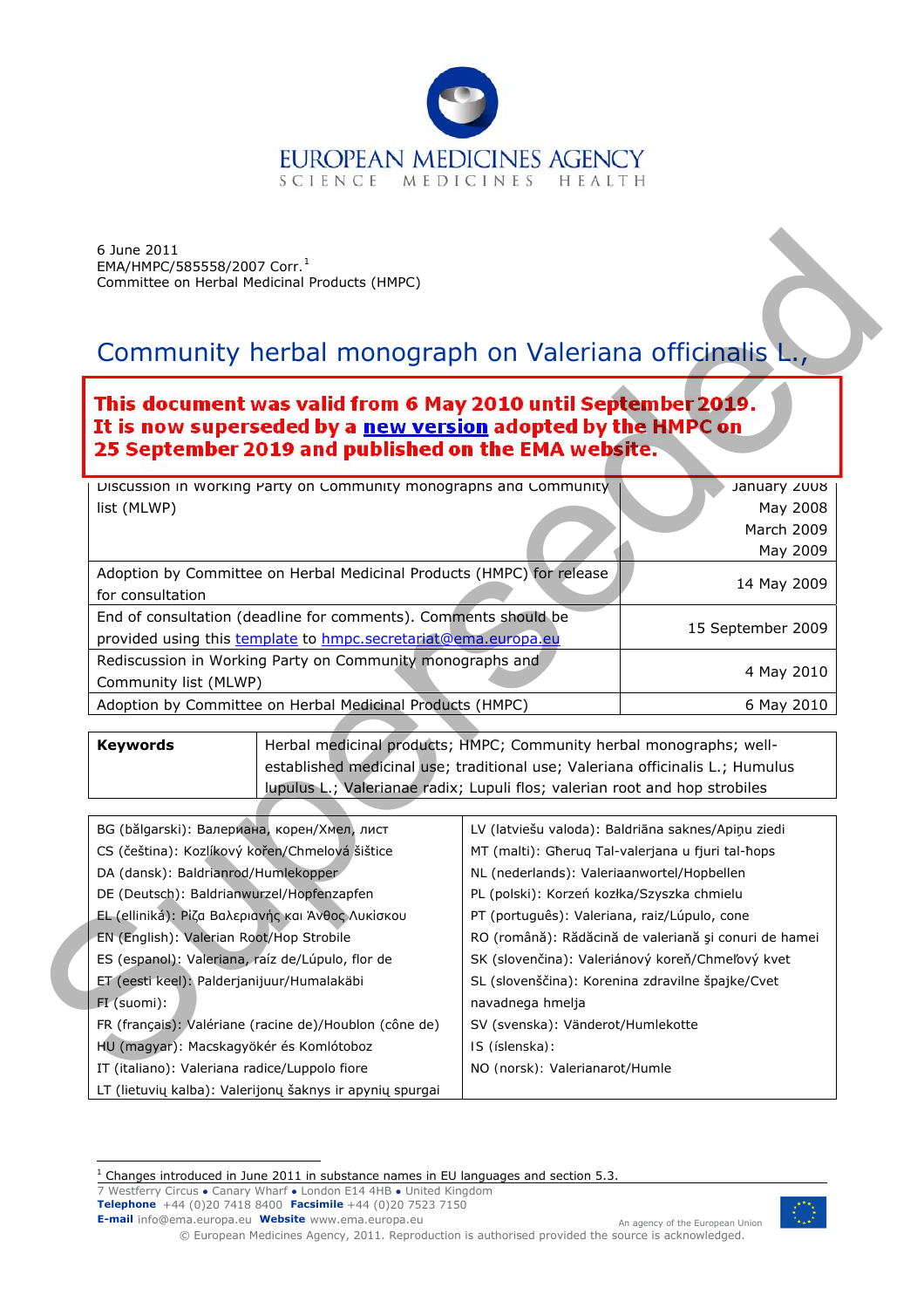6 June 2011
EMA/HMPC/585558/2007 Corr.[1]
Committee on Herbal Medicinal Products (HMPC)

# Community herbal monograph on Valeriana officinalis L.,

**This document was valid from 6 May 2010 until September 2019. It is now superseded by a new version adopted by the HMPC on 25 September 2019 and published on the EMA website.**

| | |
|---|---|
| Discussion in Working Party on Community monographs and Community list (MLWP) | January 2008<br>May 2008<br>March 2009<br>May 2009 |
| Adoption by Committee on Herbal Medicinal Products (HMPC) for release for consultation | 14 May 2009 |
| End of consultation (deadline for comments). Comments should be provided using this template to hmpc.secretariat@ema.europa.eu | 15 September 2009 |
| Rediscussion in Working Party on Community monographs and Community list (MLWP) | 4 May 2010 |
| Adoption by Committee on Herbal Medicinal Products (HMPC) | 6 May 2010 |

| | |
|---|---|
| **Keywords** | Herbal medicinal products; HMPC; Community herbal monographs; well-established medicinal use; traditional use; Valeriana officinalis L.; Humulus lupulus L.; Valerianae radix; Lupuli flos; valerian root and hop strobiles |

| | |
|---|---|
| BG (bălgarski): Валериана, корен/Хмел, лист | LV (latviešu valoda): Baldriāna saknes/Apiņu ziedi |
| CS (čeština): Kozlíkový kořen/Chmelová šištice | MT (malti): Għeruq Tal-valerjana u fjuri tal-ħops |
| DA (dansk): Baldrianrod/Humlekopper | NL (nederlands): Valeriaanwortel/Hopbellen |
| DE (Deutsch): Baldrianwurzel/Hopfenzapfen | PL (polski): Korzeń kozłka/Szyszka chmielu |
| EL (elliniká): Ρίζα Βαλεριανής και Άνθος Λυκίσκου | PT (português): Valeriana, raiz/Lúpulo, cone |
| EN (English): Valerian Root/Hop Strobile | RO (română): Rădăcină de valeriană şi conuri de hamei |
| ES (espanol): Valeriana, raíz de/Lúpulo, flor de | SK (slovenčina): Valeriánový koreň/Chmeľový kvet |
| ET (eesti keel): Palderjanijuur/Humalakäbi | SL (slovenščina): Korenina zdravilne špajke/Cvet navadnega hmelja |
| FI (suomi): | SV (svenska): Vänderot/Humlekotte |
| FR (français): Valériane (racine de)/Houblon (cône de) | IS (íslenska): |
| HU (magyar): Macskagyökér és Komlótoboz | NO (norsk): Valerianarot/Humle |
| IT (italiano): Valeriana radice/Luppolo fiore | |
| LT (lietuvių kalba): Valerijonų šaknys ir apynių spurgai | |

[1] Changes introduced in June 2011 in substance names in EU languages and section 5.3.

7 Westferry Circus ● Canary Wharf ● London E14 4HB ● United Kingdom
**Telephone** +44 (0)20 7418 8400 **Facsimile** +44 (0)20 7523 7150
**E-mail** info@ema.europa.eu **Website** www.ema.europa.eu

An agency of the European Union

© European Medicines Agency, 2011. Reproduction is authorised provided the source is acknowledged.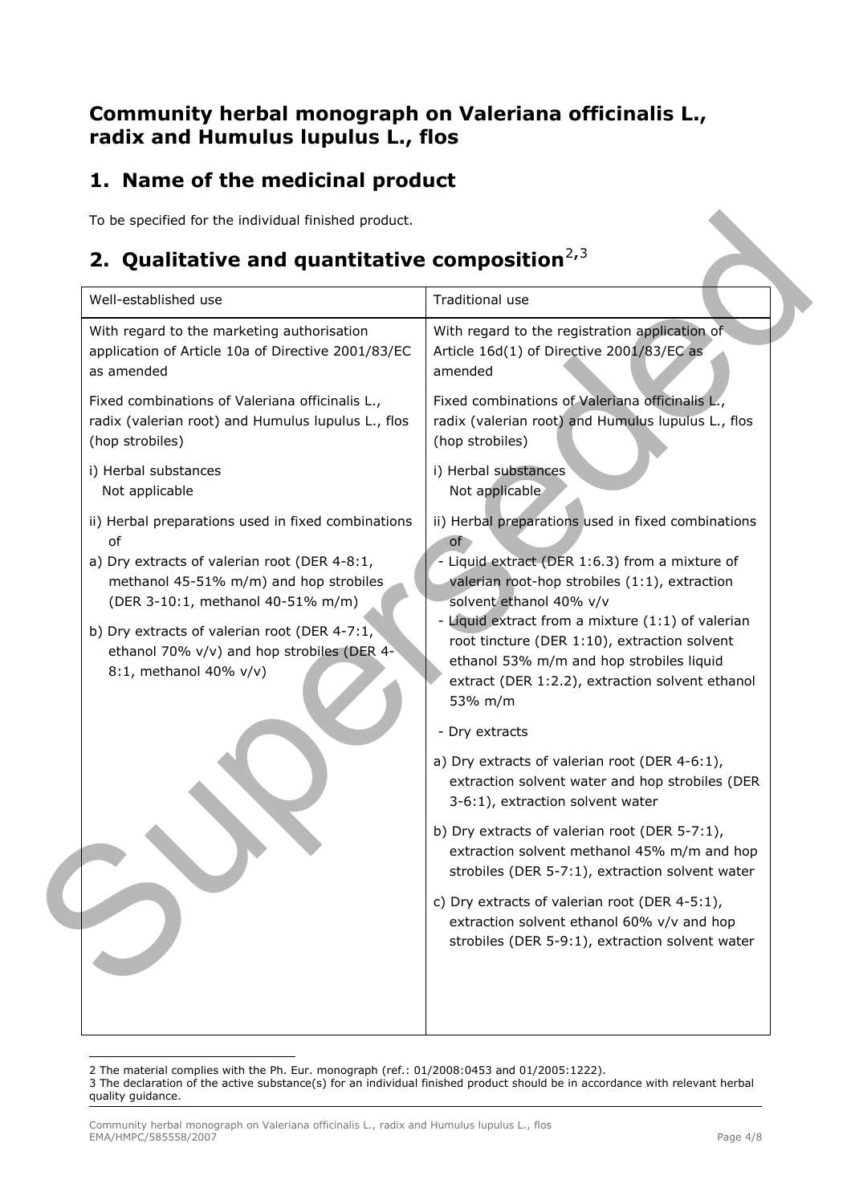## Community herbal monograph on Valeriana officinalis L., radix and Humulus lupulus L., flos

## 1. Name of the medicinal product

To be specified for the individual finished product.

## 2. Qualitative and quantitative composition[2,3]

| Well-established use | Traditional use |
|---|---|
| With regard to the marketing authorisation application of Article 10a of Directive 2001/83/EC as amended | With regard to the registration application of Article 16d(1) of Directive 2001/83/EC as amended |
| Fixed combinations of Valeriana officinalis L., radix (valerian root) and Humulus lupulus L., flos (hop strobiles) | Fixed combinations of Valeriana officinalis L., radix (valerian root) and Humulus lupulus L., flos (hop strobiles) |
| i) Herbal substances<br>Not applicable | i) Herbal substances<br>Not applicable |
| ii) Herbal preparations used in fixed combinations of<br>a) Dry extracts of valerian root (DER 4-8:1, methanol 45-51% m/m) and hop strobiles (DER 3-10:1, methanol 40-51% m/m)<br>b) Dry extracts of valerian root (DER 4-7:1, ethanol 70% v/v) and hop strobiles (DER 4-8:1, methanol 40% v/v) | ii) Herbal preparations used in fixed combinations of<br>- Liquid extract (DER 1:6.3) from a mixture of valerian root-hop strobiles (1:1), extraction solvent ethanol 40% v/v<br>- Liquid extract from a mixture (1:1) of valerian root tincture (DER 1:10), extraction solvent ethanol 53% m/m and hop strobiles liquid extract (DER 1:2.2), extraction solvent ethanol 53% m/m<br>- Dry extracts<br>a) Dry extracts of valerian root (DER 4-6:1), extraction solvent water and hop strobiles (DER 3-6:1), extraction solvent water<br>b) Dry extracts of valerian root (DER 5-7:1), extraction solvent methanol 45% m/m and hop strobiles (DER 5-7:1), extraction solvent water<br>c) Dry extracts of valerian root (DER 4-5:1), extraction solvent ethanol 60% v/v and hop strobiles (DER 5-9:1), extraction solvent water |

2 The material complies with the Ph. Eur. monograph (ref.: 01/2008:0453 and 01/2005:1222).

3 The declaration of the active substance(s) for an individual finished product should be in accordance with relevant herbal quality guidance.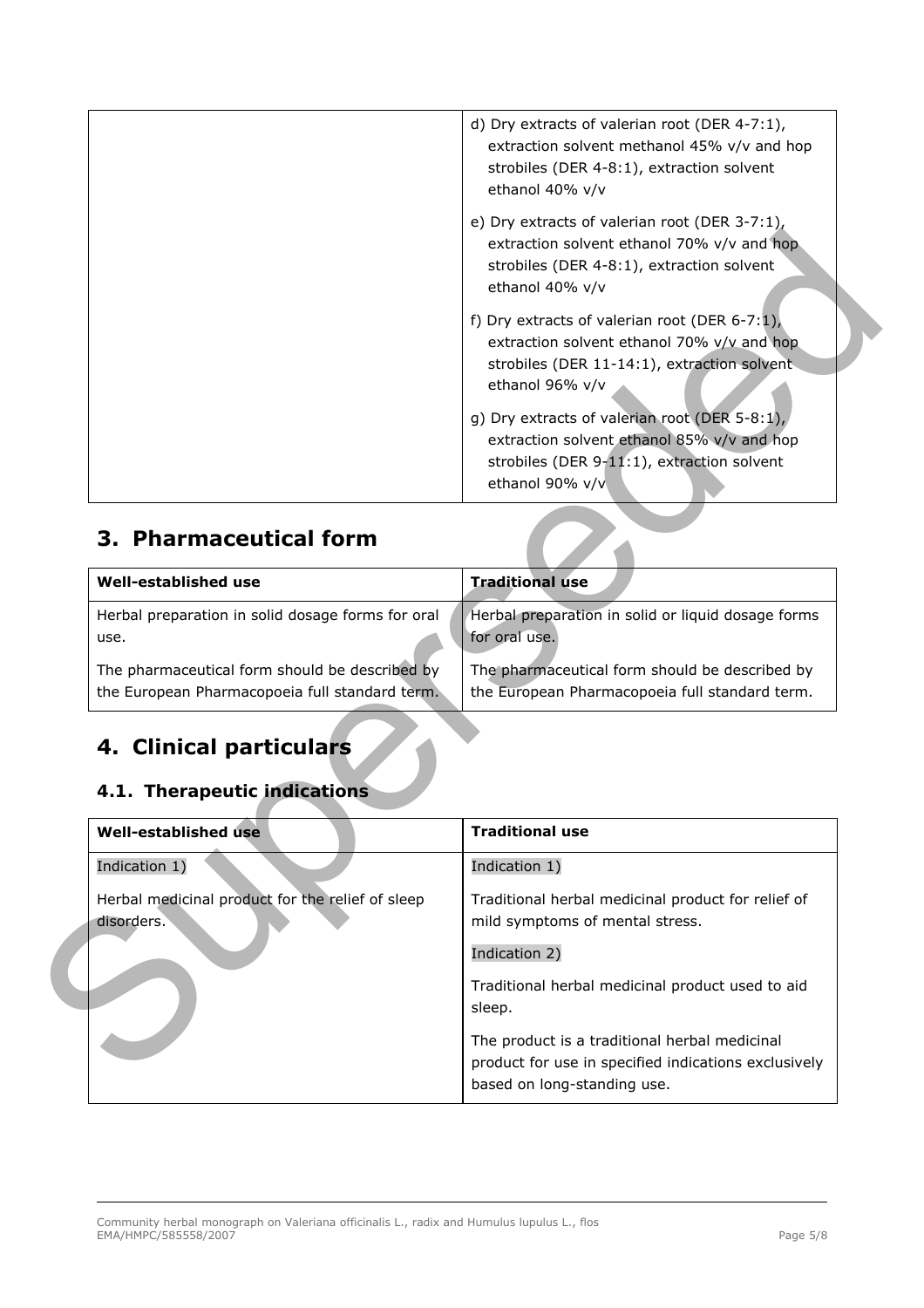| | |
|---|---|
| | d) Dry extracts of valerian root (DER 4-7:1), extraction solvent methanol 45% v/v and hop strobiles (DER 4-8:1), extraction solvent ethanol 40% v/v<br><br>e) Dry extracts of valerian root (DER 3-7:1), extraction solvent ethanol 70% v/v and hop strobiles (DER 4-8:1), extraction solvent ethanol 40% v/v<br><br>f) Dry extracts of valerian root (DER 6-7:1), extraction solvent ethanol 70% v/v and hop strobiles (DER 11-14:1), extraction solvent ethanol 96% v/v<br><br>g) Dry extracts of valerian root (DER 5-8:1), extraction solvent ethanol 85% v/v and hop strobiles (DER 9-11:1), extraction solvent ethanol 90% v/v |

## 3. Pharmaceutical form

| Well-established use | Traditional use |
|---|---|
| Herbal preparation in solid dosage forms for oral use.<br><br>The pharmaceutical form should be described by the European Pharmacopoeia full standard term. | Herbal preparation in solid or liquid dosage forms for oral use.<br><br>The pharmaceutical form should be described by the European Pharmacopoeia full standard term. |

## 4. Clinical particulars

### 4.1. Therapeutic indications

| Well-established use | Traditional use |
|---|---|
| Indication 1)<br><br>Herbal medicinal product for the relief of sleep disorders. | Indication 1)<br><br>Traditional herbal medicinal product for relief of mild symptoms of mental stress.<br><br>Indication 2)<br><br>Traditional herbal medicinal product used to aid sleep.<br><br>The product is a traditional herbal medicinal product for use in specified indications exclusively based on long-standing use. |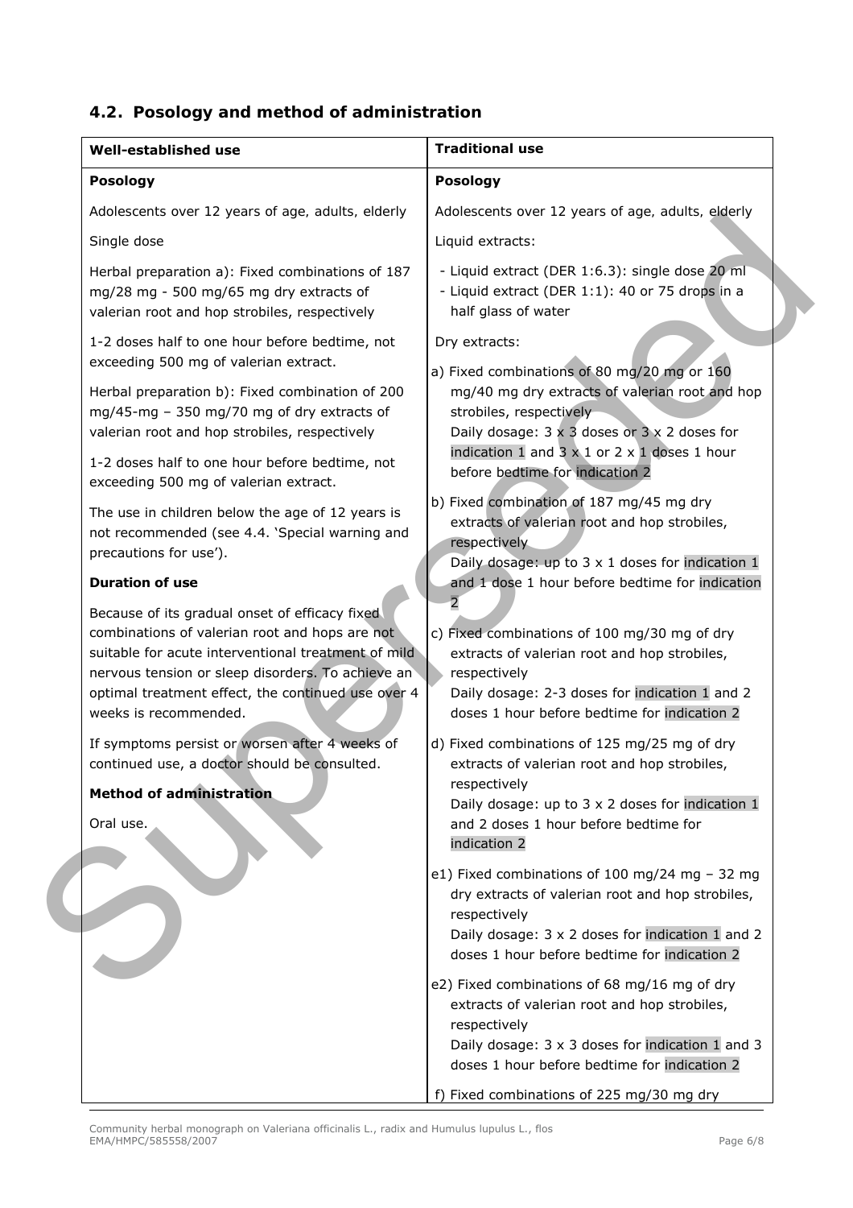## 4.2. Posology and method of administration

| Well-established use | Traditional use |
|---|---|
| **Posology**<br><br>Adolescents over 12 years of age, adults, elderly<br><br>Single dose<br><br>Herbal preparation a): Fixed combinations of 187 mg/28 mg - 500 mg/65 mg dry extracts of valerian root and hop strobiles, respectively<br><br>1-2 doses half to one hour before bedtime, not exceeding 500 mg of valerian extract.<br><br>Herbal preparation b): Fixed combination of 200 mg/45-mg – 350 mg/70 mg of dry extracts of valerian root and hop strobiles, respectively<br><br>1-2 doses half to one hour before bedtime, not exceeding 500 mg of valerian extract.<br><br>The use in children below the age of 12 years is not recommended (see 4.4. 'Special warning and precautions for use').<br><br>**Duration of use**<br><br>Because of its gradual onset of efficacy fixed combinations of valerian root and hops are not suitable for acute interventional treatment of mild nervous tension or sleep disorders. To achieve an optimal treatment effect, the continued use over 4 weeks is recommended.<br><br>If symptoms persist or worsen after 4 weeks of continued use, a doctor should be consulted.<br><br>**Method of administration**<br><br>Oral use. | **Posology**<br><br>Adolescents over 12 years of age, adults, elderly<br><br>Liquid extracts:<br><br>- Liquid extract (DER 1:6.3): single dose 20 ml<br>- Liquid extract (DER 1:1): 40 or 75 drops in a half glass of water<br><br>Dry extracts:<br><br>a) Fixed combinations of 80 mg/20 mg or 160 mg/40 mg dry extracts of valerian root and hop strobiles, respectively<br>Daily dosage: 3 x 3 doses or 3 x 2 doses for indication 1 and 3 x 1 or 2 x 1 doses 1 hour before bedtime for indication 2<br><br>b) Fixed combination of 187 mg/45 mg dry extracts of valerian root and hop strobiles, respectively<br>Daily dosage: up to 3 x 1 doses for indication 1 and 1 dose 1 hour before bedtime for indication 2<br><br>c) Fixed combinations of 100 mg/30 mg of dry extracts of valerian root and hop strobiles, respectively<br>Daily dosage: 2-3 doses for indication 1 and 2 doses 1 hour before bedtime for indication 2<br><br>d) Fixed combinations of 125 mg/25 mg of dry extracts of valerian root and hop strobiles, respectively<br>Daily dosage: up to 3 x 2 doses for indication 1 and 2 doses 1 hour before bedtime for indication 2<br><br>e1) Fixed combinations of 100 mg/24 mg – 32 mg dry extracts of valerian root and hop strobiles, respectively<br>Daily dosage: 3 x 2 doses for indication 1 and 2 doses 1 hour before bedtime for indication 2<br><br>e2) Fixed combinations of 68 mg/16 mg of dry extracts of valerian root and hop strobiles, respectively<br>Daily dosage: 3 x 3 doses for indication 1 and 3 doses 1 hour before bedtime for indication 2<br><br>f) Fixed combinations of 225 mg/30 mg dry |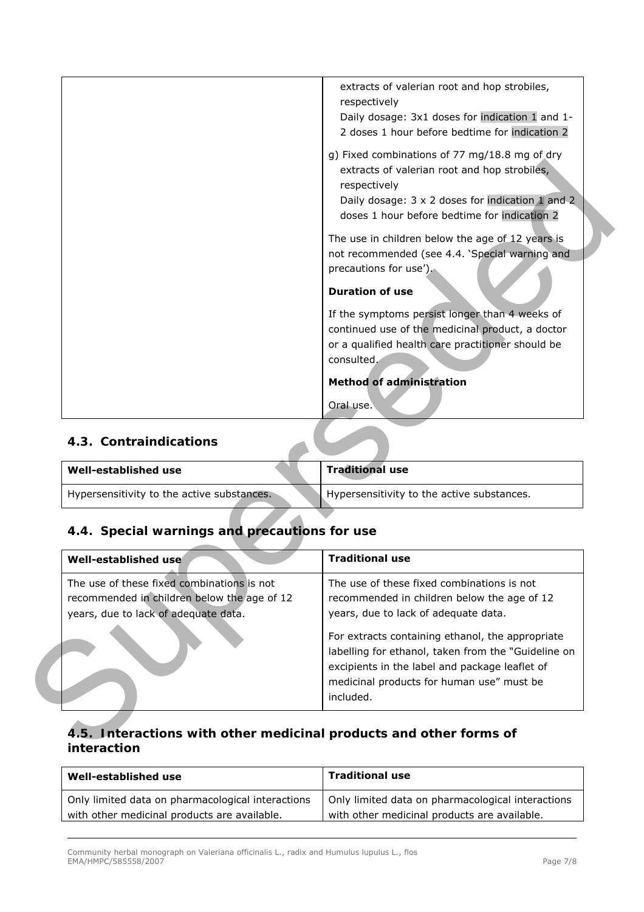| | |
|---|---|
| | extracts of valerian root and hop strobiles, respectively<br>Daily dosage: 3x1 doses for indication 1 and 1-2 doses 1 hour before bedtime for indication 2<br><br>g) Fixed combinations of 77 mg/18.8 mg of dry extracts of valerian root and hop strobiles, respectively<br>Daily dosage: 3 x 2 doses for indication 1 and 2 doses 1 hour before bedtime for indication 2<br><br>The use in children below the age of 12 years is not recommended (see 4.4. 'Special warning and precautions for use').<br><br>**Duration of use**<br><br>If the symptoms persist longer than 4 weeks of continued use of the medicinal product, a doctor or a qualified health care practitioner should be consulted.<br><br>**Method of administration**<br><br>Oral use. |

## 4.3. Contraindications

| Well-established use | Traditional use |
|---|---|
| Hypersensitivity to the active substances. | Hypersensitivity to the active substances. |

## 4.4. Special warnings and precautions for use

| Well-established use | Traditional use |
|---|---|
| The use of these fixed combinations is not recommended in children below the age of 12 years, due to lack of adequate data. | The use of these fixed combinations is not recommended in children below the age of 12 years, due to lack of adequate data.<br><br>For extracts containing ethanol, the appropriate labelling for ethanol, taken from the "Guideline on excipients in the label and package leaflet of medicinal products for human use" must be included. |

## 4.5. Interactions with other medicinal products and other forms of interaction

| Well-established use | Traditional use |
|---|---|
| Only limited data on pharmacological interactions with other medicinal products are available. | Only limited data on pharmacological interactions with other medicinal products are available. |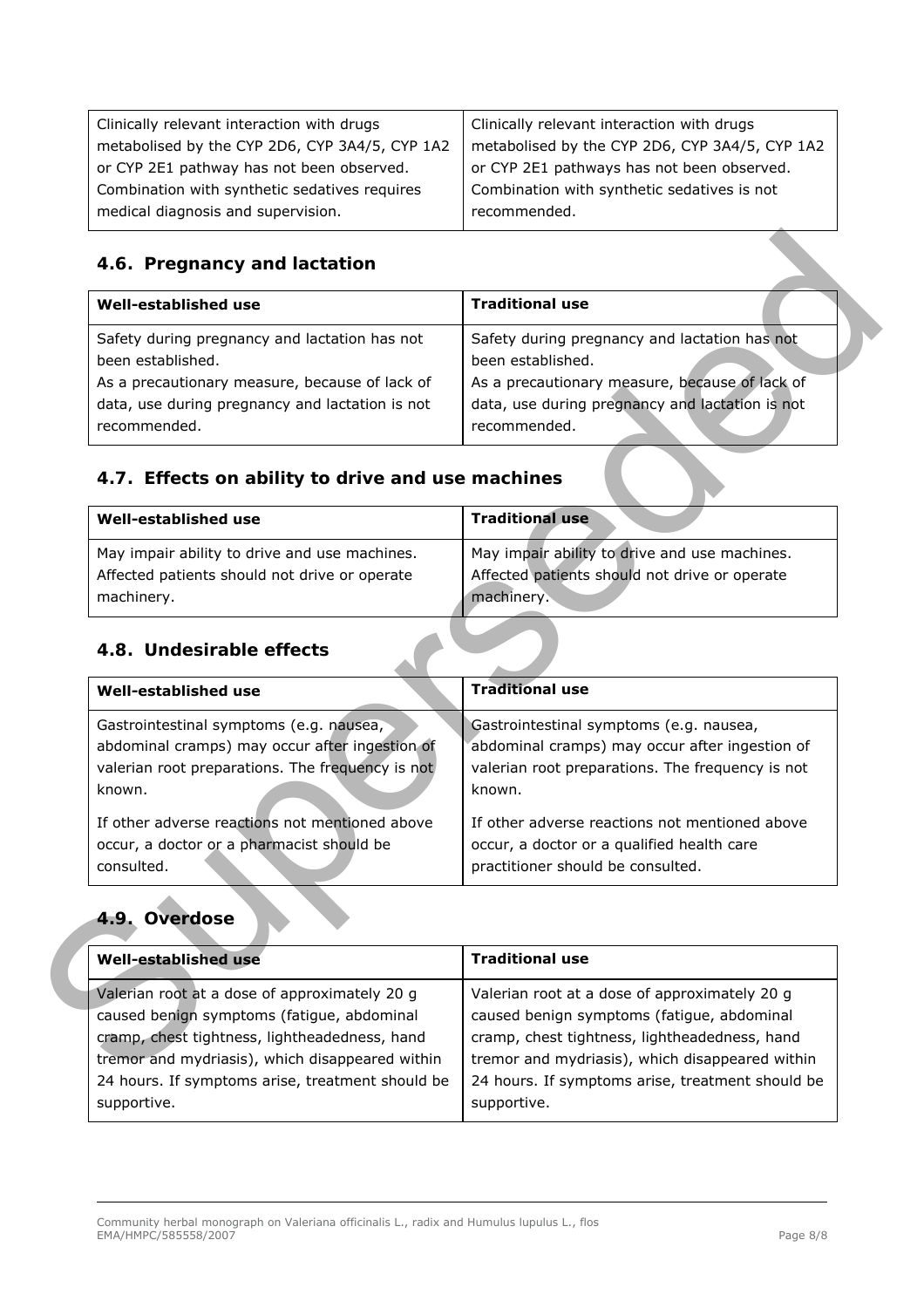| Clinically relevant interaction with drugs metabolised by the CYP 2D6, CYP 3A4/5, CYP 1A2 or CYP 2E1 pathway has not been observed. Combination with synthetic sedatives requires medical diagnosis and supervision. | Clinically relevant interaction with drugs metabolised by the CYP 2D6, CYP 3A4/5, CYP 1A2 or CYP 2E1 pathways has not been observed. Combination with synthetic sedatives is not recommended. |
|---|---|

## 4.6. Pregnancy and lactation

| Well-established use | Traditional use |
|---|---|
| Safety during pregnancy and lactation has not been established.<br>As a precautionary measure, because of lack of data, use during pregnancy and lactation is not recommended. | Safety during pregnancy and lactation has not been established.<br>As a precautionary measure, because of lack of data, use during pregnancy and lactation is not recommended. |

## 4.7. Effects on ability to drive and use machines

| Well-established use | Traditional use |
|---|---|
| May impair ability to drive and use machines. Affected patients should not drive or operate machinery. | May impair ability to drive and use machines. Affected patients should not drive or operate machinery. |

## 4.8. Undesirable effects

| Well-established use | Traditional use |
|---|---|
| Gastrointestinal symptoms (e.g. nausea, abdominal cramps) may occur after ingestion of valerian root preparations. The frequency is not known.<br><br>If other adverse reactions not mentioned above occur, a doctor or a pharmacist should be consulted. | Gastrointestinal symptoms (e.g. nausea, abdominal cramps) may occur after ingestion of valerian root preparations. The frequency is not known.<br><br>If other adverse reactions not mentioned above occur, a doctor or a qualified health care practitioner should be consulted. |

## 4.9. Overdose

| Well-established use | Traditional use |
|---|---|
| Valerian root at a dose of approximately 20 g caused benign symptoms (fatigue, abdominal cramp, chest tightness, lightheadedness, hand tremor and mydriasis), which disappeared within 24 hours. If symptoms arise, treatment should be supportive. | Valerian root at a dose of approximately 20 g caused benign symptoms (fatigue, abdominal cramp, chest tightness, lightheadedness, hand tremor and mydriasis), which disappeared within 24 hours. If symptoms arise, treatment should be supportive. |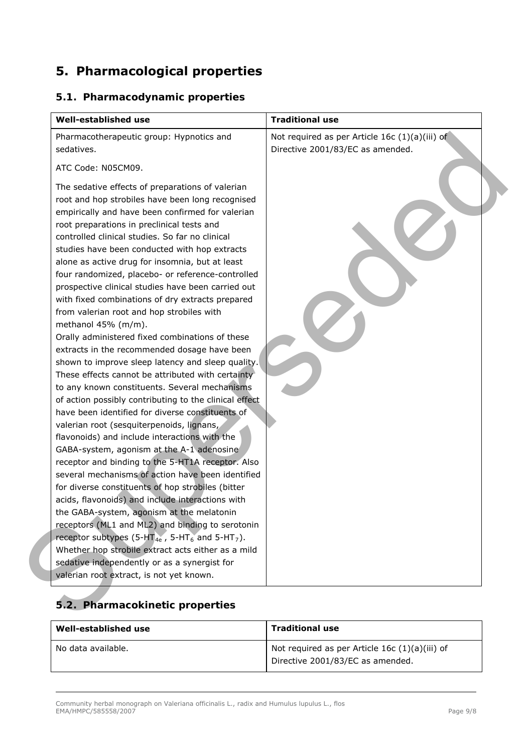# 5. Pharmacological properties

## 5.1. Pharmacodynamic properties

| Well-established use | Traditional use |
| --- | --- |
| Pharmacotherapeutic group: Hypnotics and sedatives.<br><br>ATC Code: N05CM09.<br><br>The sedative effects of preparations of valerian root and hop strobiles have been long recognised empirically and have been confirmed for valerian root preparations in preclinical tests and controlled clinical studies. So far no clinical studies have been conducted with hop extracts alone as active drug for insomnia, but at least four randomized, placebo- or reference-controlled prospective clinical studies have been carried out with fixed combinations of dry extracts prepared from valerian root and hop strobiles with methanol 45% (m/m).<br>Orally administered fixed combinations of these extracts in the recommended dosage have been shown to improve sleep latency and sleep quality. These effects cannot be attributed with certainty to any known constituents. Several mechanisms of action possibly contributing to the clinical effect have been identified for diverse constituents of valerian root (sesquiterpenoids, lignans, flavonoids) and include interactions with the GABA-system, agonism at the A-1 adenosine receptor and binding to the 5-HT1A receptor. Also several mechanisms of action have been identified for diverse constituents of hop strobiles (bitter acids, flavonoids) and include interactions with the GABA-system, agonism at the melatonin receptors (ML1 and ML2) and binding to serotonin receptor subtypes ($5\text{-HT}_{4e}$, $5\text{-HT}_6$ and $5\text{-HT}_7$). Whether hop strobile extract acts either as a mild sedative independently or as a synergist for valerian root extract, is not yet known. | Not required as per Article 16c (1)(a)(iii) of Directive 2001/83/EC as amended. |

## 5.2. Pharmacokinetic properties

| Well-established use | Traditional use |
| --- | --- |
| No data available. | Not required as per Article 16c (1)(a)(iii) of Directive 2001/83/EC as amended. |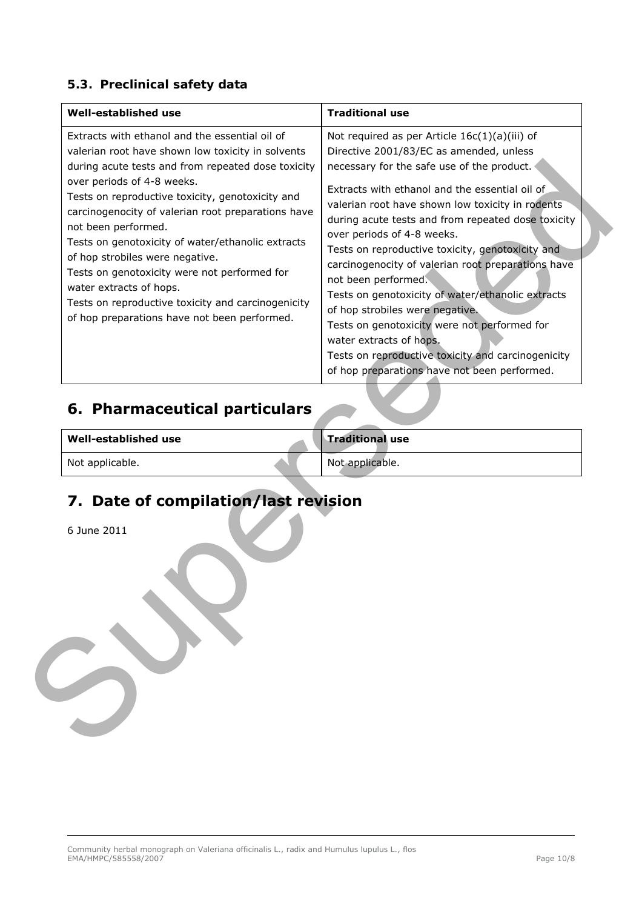### 5.3. Preclinical safety data

| Well-established use | Traditional use |
|---|---|
| Extracts with ethanol and the essential oil of valerian root have shown low toxicity in solvents during acute tests and from repeated dose toxicity over periods of 4-8 weeks.<br>Tests on reproductive toxicity, genotoxicity and carcinogenocity of valerian root preparations have not been performed.<br>Tests on genotoxicity of water/ethanolic extracts of hop strobiles were negative.<br>Tests on genotoxicity were not performed for water extracts of hops.<br>Tests on reproductive toxicity and carcinogenicity of hop preparations have not been performed. | Not required as per Article 16c(1)(a)(iii) of Directive 2001/83/EC as amended, unless necessary for the safe use of the product.<br><br>Extracts with ethanol and the essential oil of valerian root have shown low toxicity in rodents during acute tests and from repeated dose toxicity over periods of 4-8 weeks.<br>Tests on reproductive toxicity, genotoxicity and carcinogenocity of valerian root preparations have not been performed.<br>Tests on genotoxicity of water/ethanolic extracts of hop strobiles were negative.<br>Tests on genotoxicity were not performed for water extracts of hops.<br>Tests on reproductive toxicity and carcinogenicity of hop preparations have not been performed. |

## 6. Pharmaceutical particulars

| Well-established use | Traditional use |
|---|---|
| Not applicable. | Not applicable. |

## 7. Date of compilation/last revision

6 June 2011

Superseded